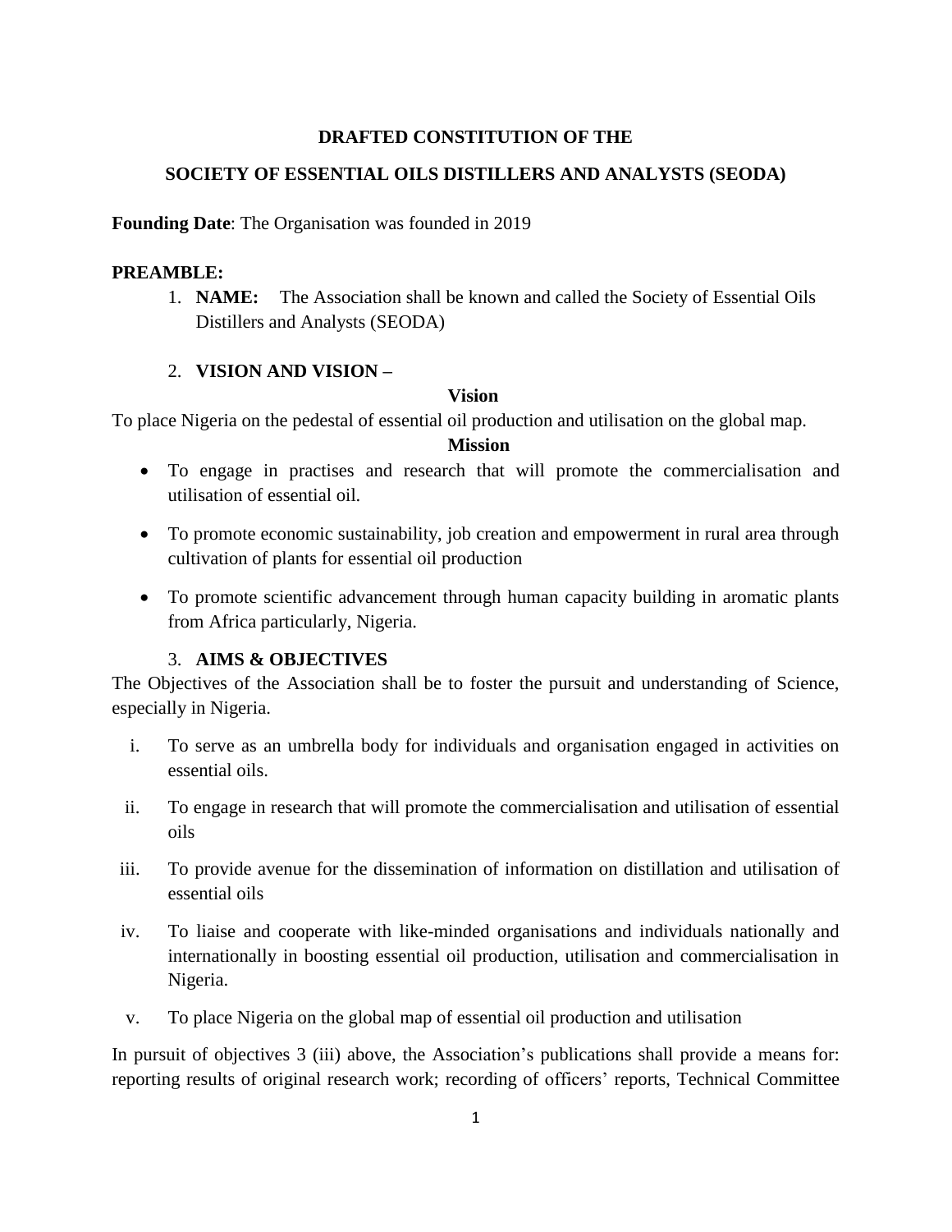**DRAFTED CONSTITUTION OF THE**

**SOCIETY OF ESSENTIAL OILS DISTILLERS AND ANALYSTS (SEODA)**

**Founding Date**: The Organisation was founded in 2019

**PREAMBLE:**

1. **NAME:** The Association shall be known and called the Society of Essential Oils Distillers and Analysts (SEODA)

2. **VISION AND VISION –**

**Vision**

To place Nigeria on the pedestal of essential oil production and utilisation on the global map.

**Mission**

- To engage in practises and research that will promote the commercialisation and utilisation of essential oil.
- To promote economic sustainability, job creation and empowerment in rural area through cultivation of plants for essential oil production
- To promote scientific advancement through human capacity building in aromatic plants from Africa particularly, Nigeria.

3. **AIMS & OBJECTIVES**

The Objectives of the Association shall be to foster the pursuit and understanding of Science, especially in Nigeria.

i. To serve as an umbrella body for individuals and organisation engaged in activities on essential oils.

ii. To engage in research that will promote the commercialisation and utilisation of essential oils

iii. To provide avenue for the dissemination of information on distillation and utilisation of essential oils

iv. To liaise and cooperate with like-minded organisations and individuals nationally and internationally in boosting essential oil production, utilisation and commercialisation in Nigeria.

v. To place Nigeria on the global map of essential oil production and utilisation

In pursuit of objectives 3 (iii) above, the Association's publications shall provide a means for: reporting results of original research work; recording of officers' reports, Technical Committee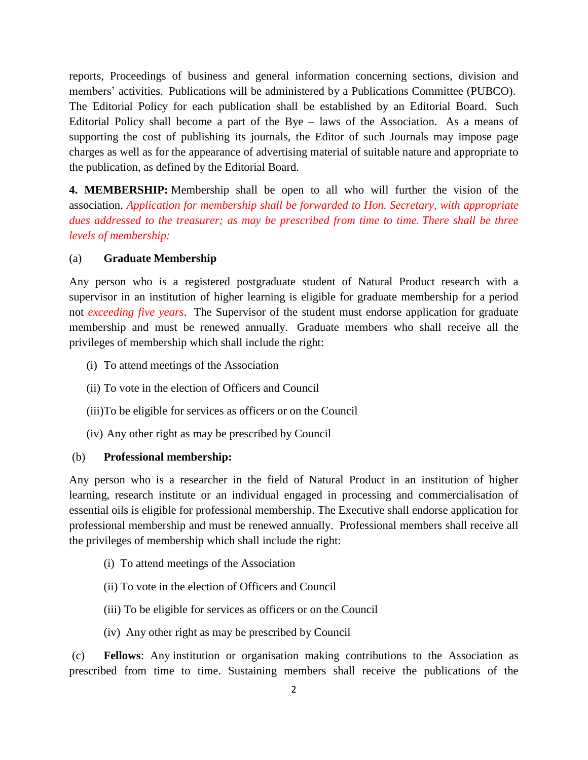reports, Proceedings of business and general information concerning sections, division and members' activities. Publications will be administered by a Publications Committee (PUBCO). The Editorial Policy for each publication shall be established by an Editorial Board. Such Editorial Policy shall become a part of the Bye – laws of the Association. As a means of supporting the cost of publishing its journals, the Editor of such Journals may impose page charges as well as for the appearance of advertising material of suitable nature and appropriate to the publication, as defined by the Editorial Board.

**4. MEMBERSHIP:** Membership shall be open to all who will further the vision of the association. *Application for membership shall be forwarded to Hon. Secretary, with appropriate dues addressed to the treasurer; as may be prescribed from time to time. There shall be three levels of membership:*

(a) **Graduate Membership**

Any person who is a registered postgraduate student of Natural Product research with a supervisor in an institution of higher learning is eligible for graduate membership for a period not *exceeding five years*. The Supervisor of the student must endorse application for graduate membership and must be renewed annually. Graduate members who shall receive all the privileges of membership which shall include the right:

(i) To attend meetings of the Association

(ii) To vote in the election of Officers and Council

(iii) To be eligible for services as officers or on the Council

(iv) Any other right as may be prescribed by Council

(b) **Professional membership:**

Any person who is a researcher in the field of Natural Product in an institution of higher learning, research institute or an individual engaged in processing and commercialisation of essential oils is eligible for professional membership. The Executive shall endorse application for professional membership and must be renewed annually. Professional members shall receive all the privileges of membership which shall include the right:

(i) To attend meetings of the Association

(ii) To vote in the election of Officers and Council

(iii) To be eligible for services as officers or on the Council

(iv) Any other right as may be prescribed by Council

(c) **Fellows**: Any institution or organisation making contributions to the Association as prescribed from time to time. Sustaining members shall receive the publications of the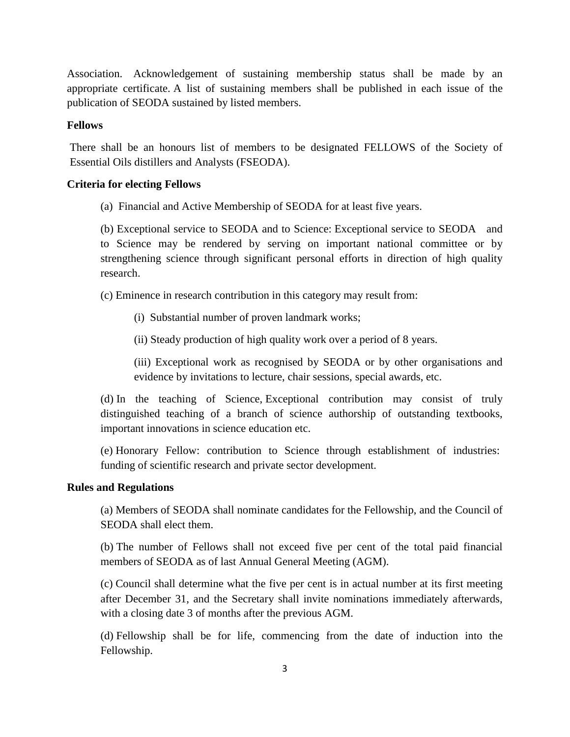Association. Acknowledgement of sustaining membership status shall be made by an appropriate certificate. A list of sustaining members shall be published in each issue of the publication of SEODA sustained by listed members.

**Fellows**

There shall be an honours list of members to be designated FELLOWS of the Society of Essential Oils distillers and Analysts (FSEODA).

**Criteria for electing Fellows**

(a) Financial and Active Membership of SEODA for at least five years.

(b) Exceptional service to SEODA and to Science: Exceptional service to SEODA and to Science may be rendered by serving on important national committee or by strengthening science through significant personal efforts in direction of high quality research.

(c) Eminence in research contribution in this category may result from:

(i) Substantial number of proven landmark works;

(ii) Steady production of high quality work over a period of 8 years.

(iii) Exceptional work as recognised by SEODA or by other organisations and evidence by invitations to lecture, chair sessions, special awards, etc.

(d) In the teaching of Science, Exceptional contribution may consist of truly distinguished teaching of a branch of science authorship of outstanding textbooks, important innovations in science education etc.

(e) Honorary Fellow: contribution to Science through establishment of industries: funding of scientific research and private sector development.

**Rules and Regulations**

(a) Members of SEODA shall nominate candidates for the Fellowship, and the Council of SEODA shall elect them.

(b) The number of Fellows shall not exceed five per cent of the total paid financial members of SEODA as of last Annual General Meeting (AGM).

(c) Council shall determine what the five per cent is in actual number at its first meeting after December 31, and the Secretary shall invite nominations immediately afterwards, with a closing date 3 of months after the previous AGM.

(d) Fellowship shall be for life, commencing from the date of induction into the Fellowship.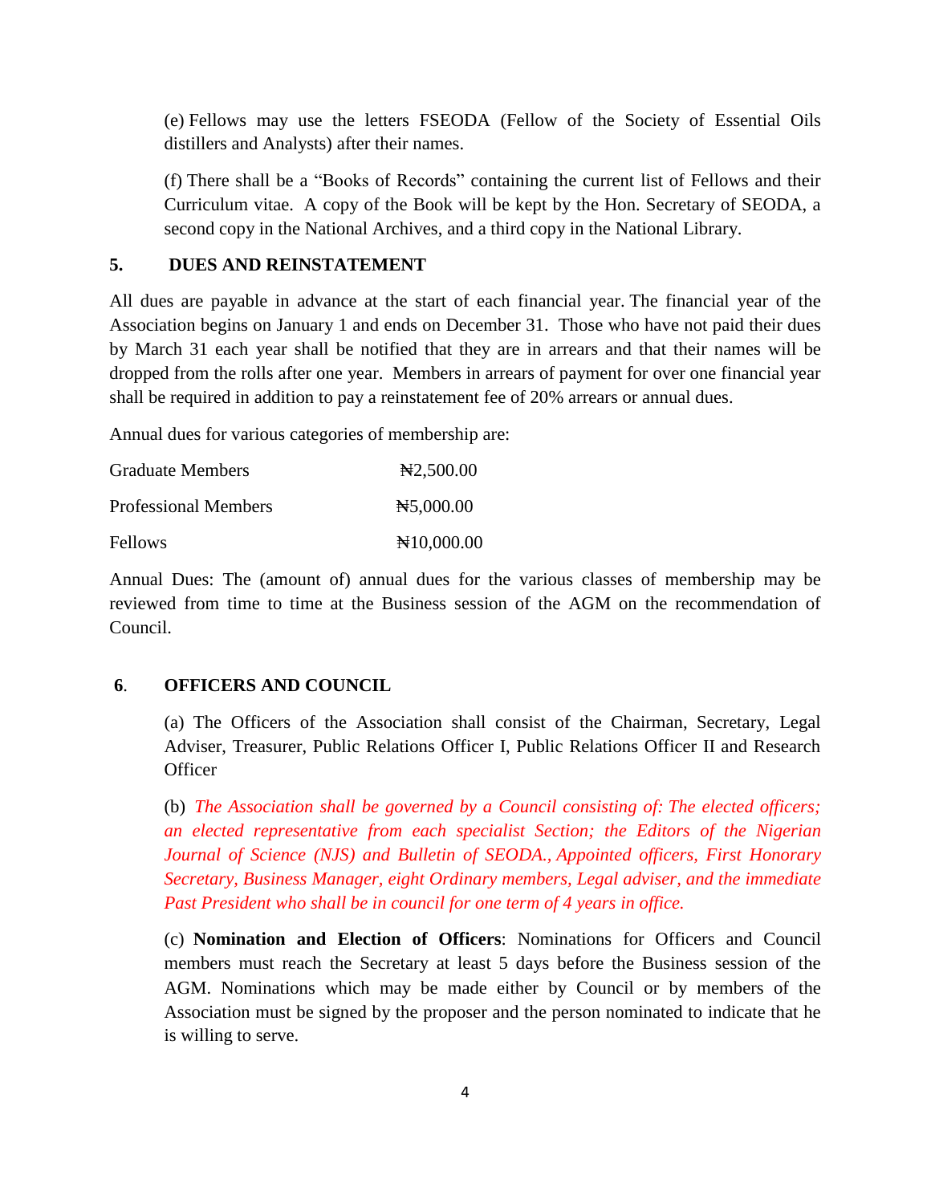(e) Fellows may use the letters FSEODA (Fellow of the Society of Essential Oils distillers and Analysts) after their names.

(f) There shall be a "Books of Records" containing the current list of Fellows and their Curriculum vitae. A copy of the Book will be kept by the Hon. Secretary of SEODA, a second copy in the National Archives, and a third copy in the National Library.

## 5. DUES AND REINSTATEMENT

All dues are payable in advance at the start of each financial year. The financial year of the Association begins on January 1 and ends on December 31. Those who have not paid their dues by March 31 each year shall be notified that they are in arrears and that their names will be dropped from the rolls after one year. Members in arrears of payment for over one financial year shall be required in addition to pay a reinstatement fee of 20% arrears or annual dues.

Annual dues for various categories of membership are:

| | |
|---|---|
| Graduate Members | ₦2,500.00 |
| Professional Members | ₦5,000.00 |
| Fellows | ₦10,000.00 |

Annual Dues: The (amount of) annual dues for the various classes of membership may be reviewed from time to time at the Business session of the AGM on the recommendation of Council.

## 6. OFFICERS AND COUNCIL

(a) The Officers of the Association shall consist of the Chairman, Secretary, Legal Adviser, Treasurer, Public Relations Officer I, Public Relations Officer II and Research Officer

(b) *The Association shall be governed by a Council consisting of: The elected officers; an elected representative from each specialist Section; the Editors of the Nigerian Journal of Science (NJS) and Bulletin of SEODA., Appointed officers, First Honorary Secretary, Business Manager, eight Ordinary members, Legal adviser, and the immediate Past President who shall be in council for one term of 4 years in office.*

(c) **Nomination and Election of Officers**: Nominations for Officers and Council members must reach the Secretary at least 5 days before the Business session of the AGM. Nominations which may be made either by Council or by members of the Association must be signed by the proposer and the person nominated to indicate that he is willing to serve.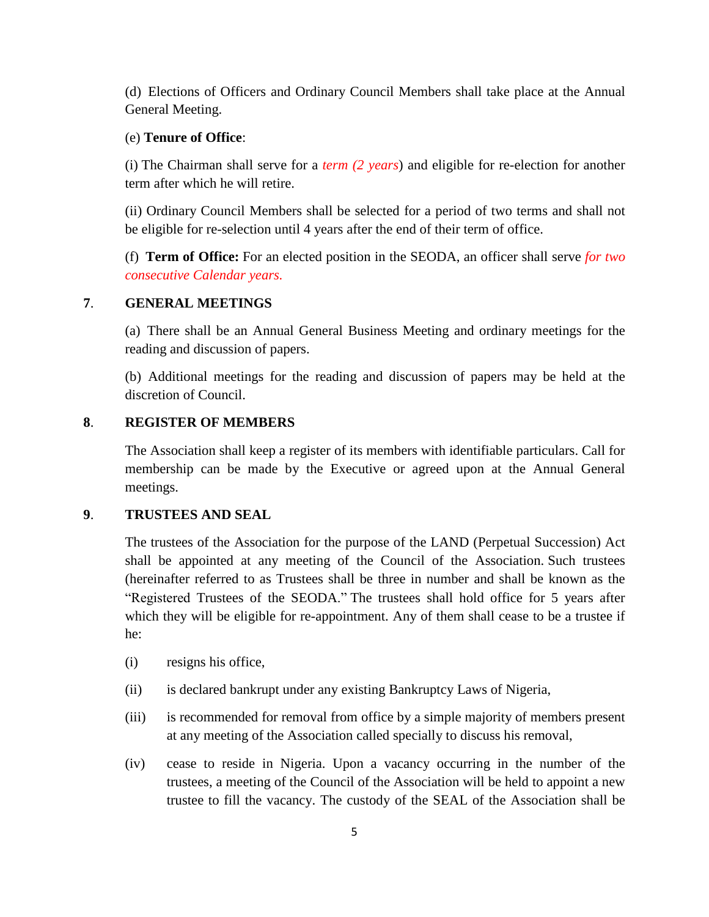(d) Elections of Officers and Ordinary Council Members shall take place at the Annual General Meeting.

(e) **Tenure of Office**:

(i) The Chairman shall serve for a *term (2 years*) and eligible for re-election for another term after which he will retire.

(ii) Ordinary Council Members shall be selected for a period of two terms and shall not be eligible for re-selection until 4 years after the end of their term of office.

(f) **Term of Office:** For an elected position in the SEODA, an officer shall serve *for two consecutive Calendar years.*

## 7. GENERAL MEETINGS

(a) There shall be an Annual General Business Meeting and ordinary meetings for the reading and discussion of papers.

(b) Additional meetings for the reading and discussion of papers may be held at the discretion of Council.

## 8. REGISTER OF MEMBERS

The Association shall keep a register of its members with identifiable particulars. Call for membership can be made by the Executive or agreed upon at the Annual General meetings.

## 9. TRUSTEES AND SEAL

The trustees of the Association for the purpose of the LAND (Perpetual Succession) Act shall be appointed at any meeting of the Council of the Association. Such trustees (hereinafter referred to as Trustees shall be three in number and shall be known as the "Registered Trustees of the SEODA." The trustees shall hold office for 5 years after which they will be eligible for re-appointment. Any of them shall cease to be a trustee if he:

(i) resigns his office,

(ii) is declared bankrupt under any existing Bankruptcy Laws of Nigeria,

(iii) is recommended for removal from office by a simple majority of members present at any meeting of the Association called specially to discuss his removal,

(iv) cease to reside in Nigeria. Upon a vacancy occurring in the number of the trustees, a meeting of the Council of the Association will be held to appoint a new trustee to fill the vacancy. The custody of the SEAL of the Association shall be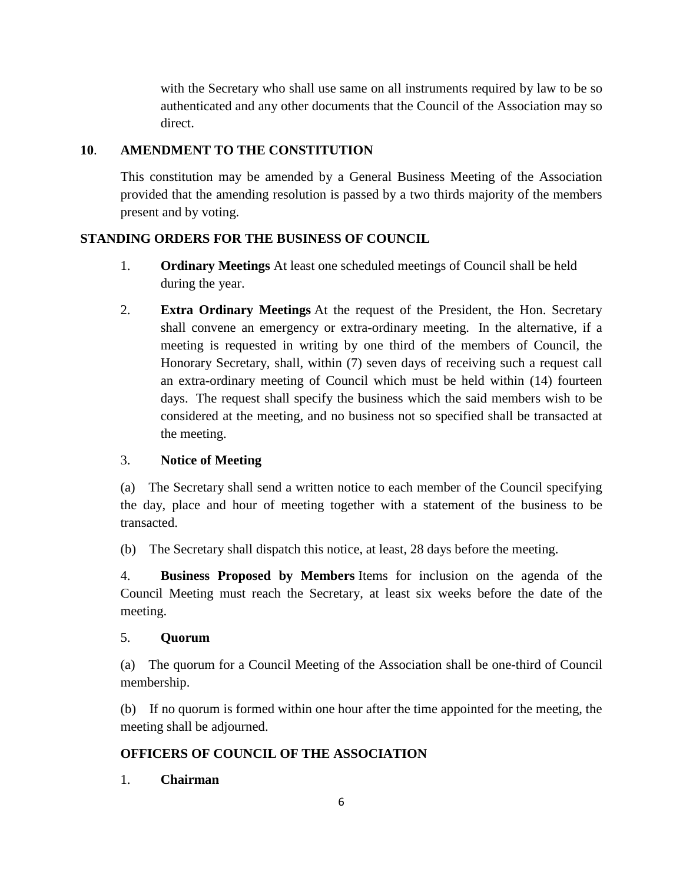with the Secretary who shall use same on all instruments required by law to be so authenticated and any other documents that the Council of the Association may so direct.

## **10**. AMENDMENT TO THE CONSTITUTION

This constitution may be amended by a General Business Meeting of the Association provided that the amending resolution is passed by a two thirds majority of the members present and by voting.

## STANDING ORDERS FOR THE BUSINESS OF COUNCIL

1. **Ordinary Meetings** At least one scheduled meetings of Council shall be held during the year.

2. **Extra Ordinary Meetings** At the request of the President, the Hon. Secretary shall convene an emergency or extra-ordinary meeting. In the alternative, if a meeting is requested in writing by one third of the members of Council, the Honorary Secretary, shall, within (7) seven days of receiving such a request call an extra-ordinary meeting of Council which must be held within (14) fourteen days. The request shall specify the business which the said members wish to be considered at the meeting, and no business not so specified shall be transacted at the meeting.

3. **Notice of Meeting**

(a) The Secretary shall send a written notice to each member of the Council specifying the day, place and hour of meeting together with a statement of the business to be transacted.

(b) The Secretary shall dispatch this notice, at least, 28 days before the meeting.

4. **Business Proposed by Members** Items for inclusion on the agenda of the Council Meeting must reach the Secretary, at least six weeks before the date of the meeting.

5. **Quorum**

(a) The quorum for a Council Meeting of the Association shall be one-third of Council membership.

(b) If no quorum is formed within one hour after the time appointed for the meeting, the meeting shall be adjourned.

## OFFICERS OF COUNCIL OF THE ASSOCIATION

1. **Chairman**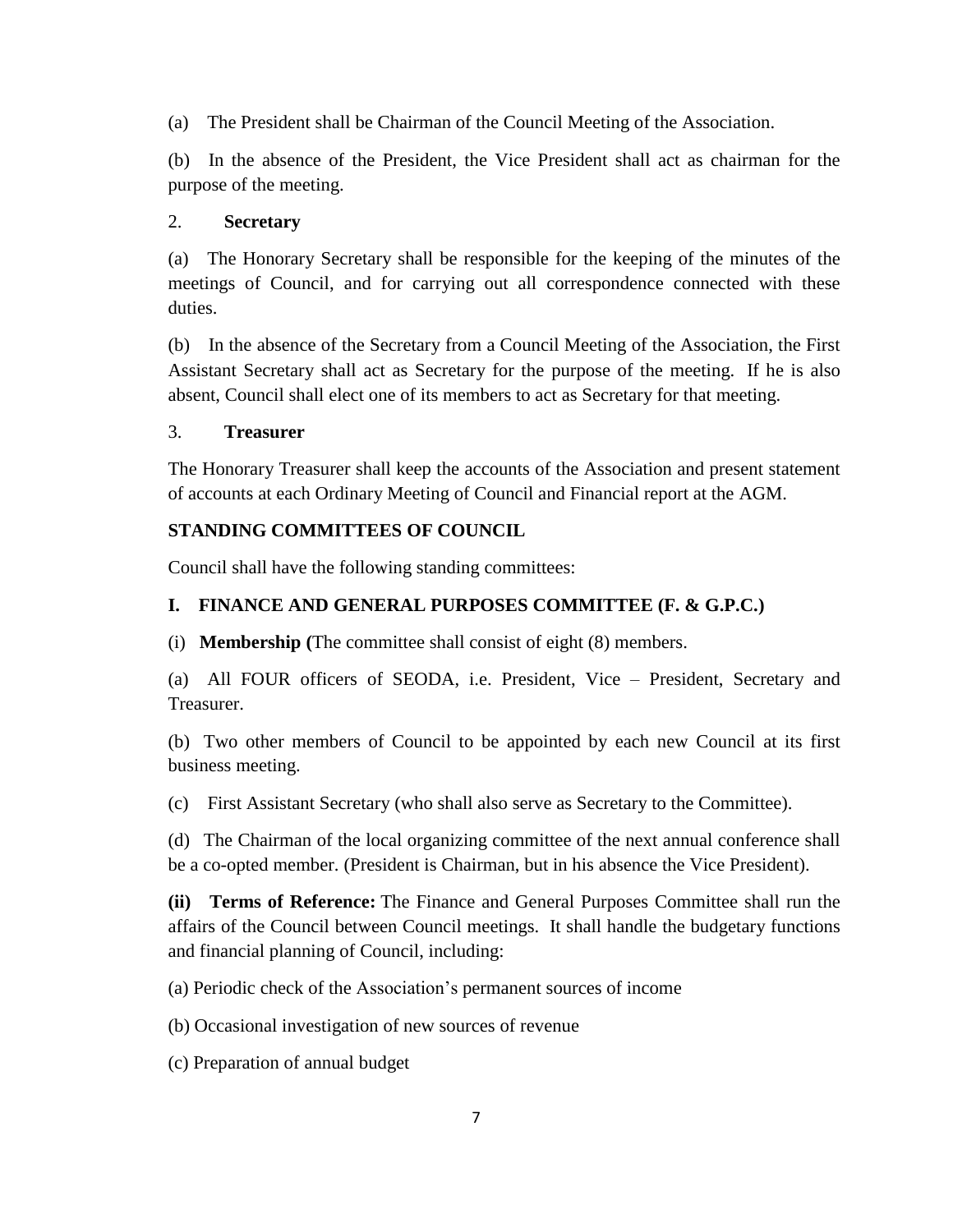(a) The President shall be Chairman of the Council Meeting of the Association.

(b) In the absence of the President, the Vice President shall act as chairman for the purpose of the meeting.

2. **Secretary**

(a) The Honorary Secretary shall be responsible for the keeping of the minutes of the meetings of Council, and for carrying out all correspondence connected with these duties.

(b) In the absence of the Secretary from a Council Meeting of the Association, the First Assistant Secretary shall act as Secretary for the purpose of the meeting. If he is also absent, Council shall elect one of its members to act as Secretary for that meeting.

3. **Treasurer**

The Honorary Treasurer shall keep the accounts of the Association and present statement of accounts at each Ordinary Meeting of Council and Financial report at the AGM.

**STANDING COMMITTEES OF COUNCIL**

Council shall have the following standing committees:

**I. FINANCE AND GENERAL PURPOSES COMMITTEE (F. & G.P.C.)**

(i) **Membership (**The committee shall consist of eight (8) members.

(a) All FOUR officers of SEODA, i.e. President, Vice – President, Secretary and Treasurer.

(b) Two other members of Council to be appointed by each new Council at its first business meeting.

(c) First Assistant Secretary (who shall also serve as Secretary to the Committee).

(d) The Chairman of the local organizing committee of the next annual conference shall be a co-opted member. (President is Chairman, but in his absence the Vice President).

**(ii) Terms of Reference:** The Finance and General Purposes Committee shall run the affairs of the Council between Council meetings. It shall handle the budgetary functions and financial planning of Council, including:

(a) Periodic check of the Association's permanent sources of income

(b) Occasional investigation of new sources of revenue

(c) Preparation of annual budget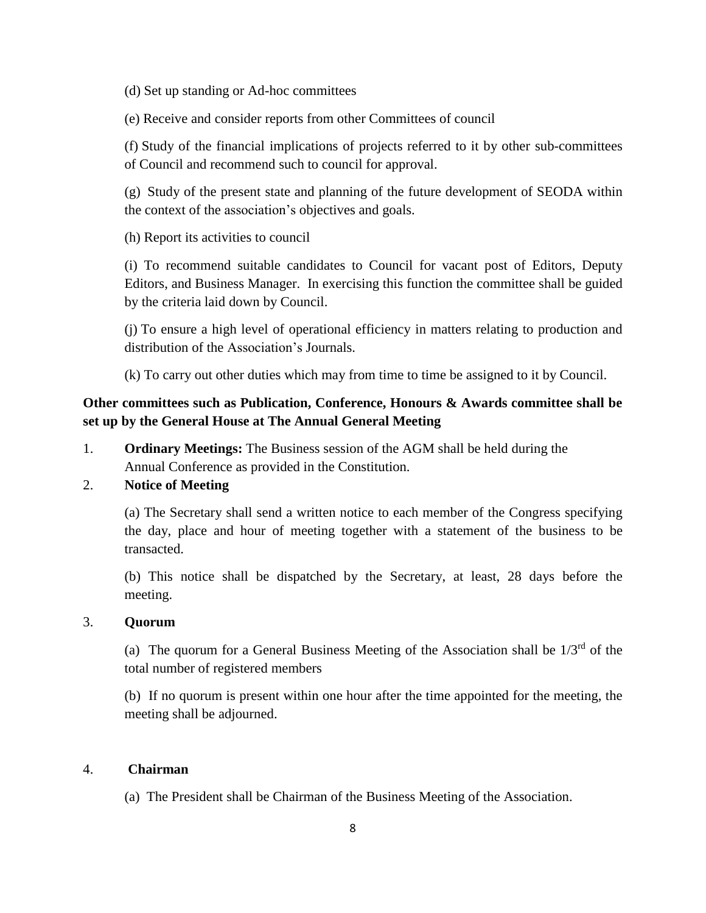(d) Set up standing or Ad-hoc committees

(e) Receive and consider reports from other Committees of council

(f) Study of the financial implications of projects referred to it by other sub-committees of Council and recommend such to council for approval.

(g) Study of the present state and planning of the future development of SEODA within the context of the association's objectives and goals.

(h) Report its activities to council

(i) To recommend suitable candidates to Council for vacant post of Editors, Deputy Editors, and Business Manager. In exercising this function the committee shall be guided by the criteria laid down by Council.

(j) To ensure a high level of operational efficiency in matters relating to production and distribution of the Association's Journals.

(k) To carry out other duties which may from time to time be assigned to it by Council.

**Other committees such as Publication, Conference, Honours & Awards committee shall be set up by the General House at The Annual General Meeting**

1. **Ordinary Meetings:** The Business session of the AGM shall be held during the Annual Conference as provided in the Constitution.

2. **Notice of Meeting**

   (a) The Secretary shall send a written notice to each member of the Congress specifying the day, place and hour of meeting together with a statement of the business to be transacted.

   (b) This notice shall be dispatched by the Secretary, at least, 28 days before the meeting.

3. **Quorum**

   (a) The quorum for a General Business Meeting of the Association shall be 1/3rd of the total number of registered members

   (b) If no quorum is present within one hour after the time appointed for the meeting, the meeting shall be adjourned.

4. **Chairman**

   (a) The President shall be Chairman of the Business Meeting of the Association.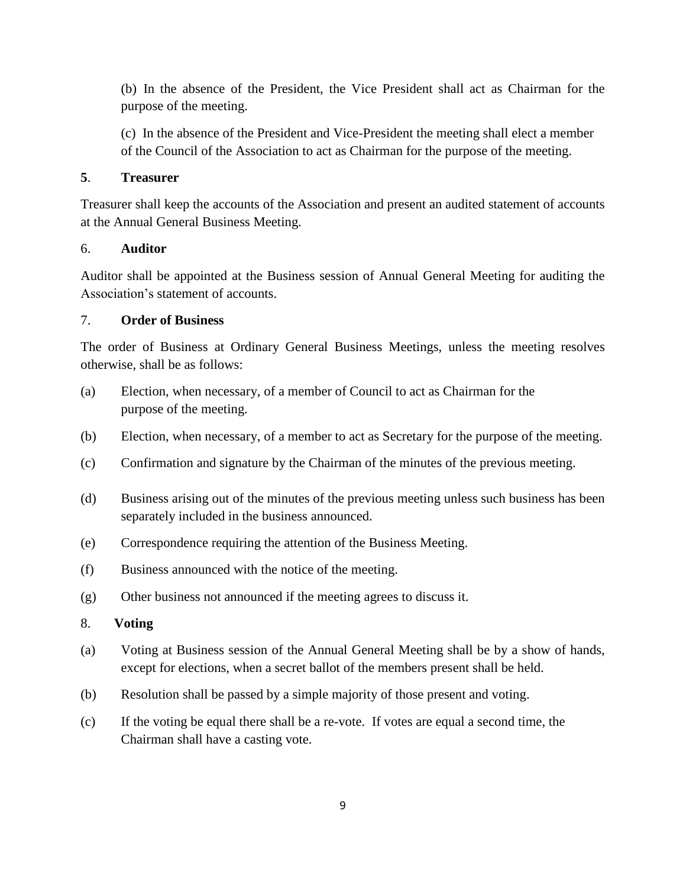(b) In the absence of the President, the Vice President shall act as Chairman for the purpose of the meeting.

(c) In the absence of the President and Vice-President the meeting shall elect a member of the Council of the Association to act as Chairman for the purpose of the meeting.

**5. Treasurer**

Treasurer shall keep the accounts of the Association and present an audited statement of accounts at the Annual General Business Meeting.

6. **Auditor**

Auditor shall be appointed at the Business session of Annual General Meeting for auditing the Association's statement of accounts.

7. **Order of Business**

The order of Business at Ordinary General Business Meetings, unless the meeting resolves otherwise, shall be as follows:

(a) Election, when necessary, of a member of Council to act as Chairman for the purpose of the meeting.

(b) Election, when necessary, of a member to act as Secretary for the purpose of the meeting.

(c) Confirmation and signature by the Chairman of the minutes of the previous meeting.

(d) Business arising out of the minutes of the previous meeting unless such business has been separately included in the business announced.

(e) Correspondence requiring the attention of the Business Meeting.

(f) Business announced with the notice of the meeting.

(g) Other business not announced if the meeting agrees to discuss it.

8. **Voting**

(a) Voting at Business session of the Annual General Meeting shall be by a show of hands, except for elections, when a secret ballot of the members present shall be held.

(b) Resolution shall be passed by a simple majority of those present and voting.

(c) If the voting be equal there shall be a re-vote. If votes are equal a second time, the Chairman shall have a casting vote.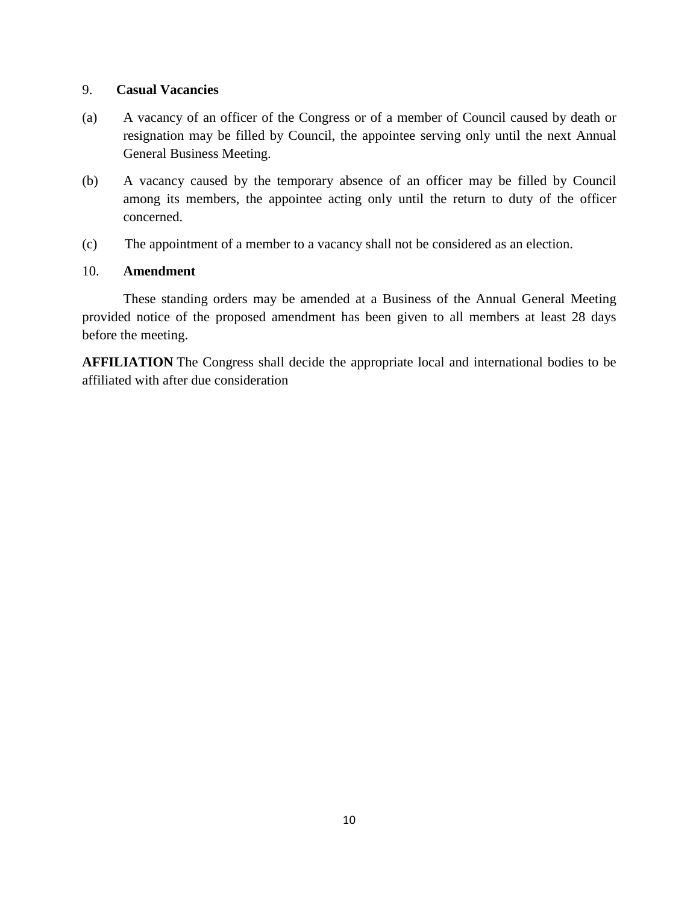9. **Casual Vacancies**

(a) A vacancy of an officer of the Congress or of a member of Council caused by death or resignation may be filled by Council, the appointee serving only until the next Annual General Business Meeting.

(b) A vacancy caused by the temporary absence of an officer may be filled by Council among its members, the appointee acting only until the return to duty of the officer concerned.

(c) The appointment of a member to a vacancy shall not be considered as an election.

10. **Amendment**

These standing orders may be amended at a Business of the Annual General Meeting provided notice of the proposed amendment has been given to all members at least 28 days before the meeting.

**AFFILIATION** The Congress shall decide the appropriate local and international bodies to be affiliated with after due consideration